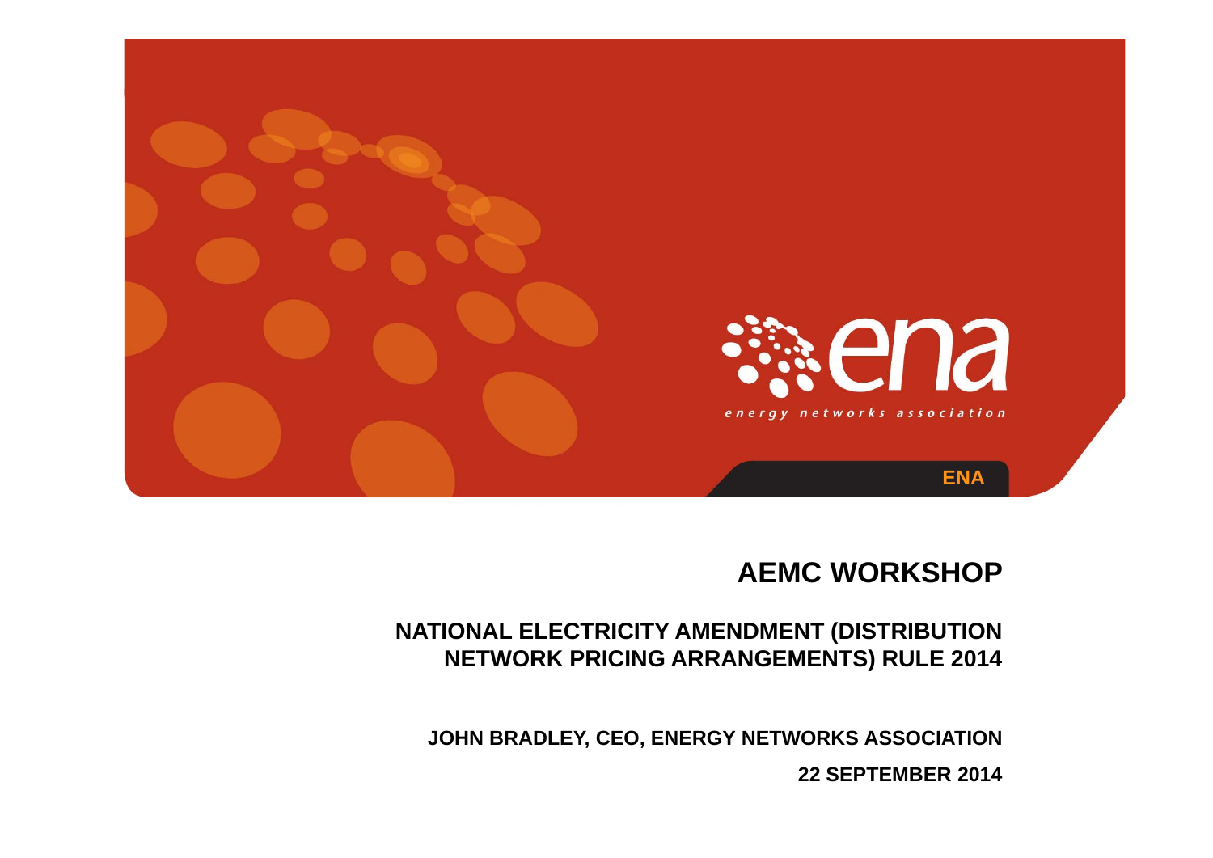ena

energy networks association

ENA

# AEMC WORKSHOP

## NATIONAL ELECTRICITY AMENDMENT (DISTRIBUTION NETWORK PRICING ARRANGEMENTS) RULE 2014

**JOHN BRADLEY, CEO, ENERGY NETWORKS ASSOCIATION**

**22 SEPTEMBER 2014**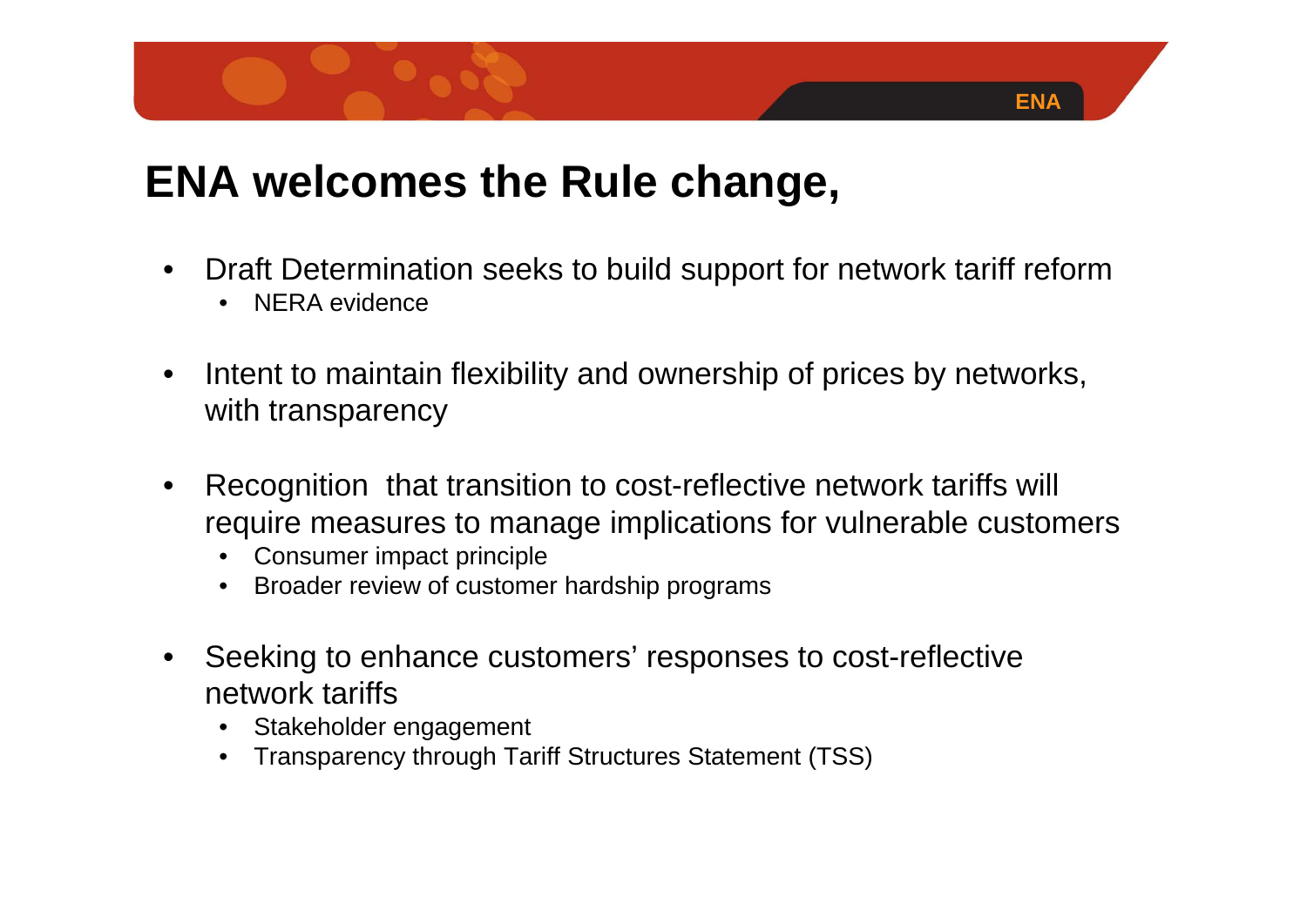# ENA welcomes the Rule change,

- Draft Determination seeks to build support for network tariff reform
  - NERA evidence
- Intent to maintain flexibility and ownership of prices by networks, with transparency
- Recognition that transition to cost-reflective network tariffs will require measures to manage implications for vulnerable customers
  - Consumer impact principle
  - Broader review of customer hardship programs
- Seeking to enhance customers' responses to cost-reflective network tariffs
  - Stakeholder engagement
  - Transparency through Tariff Structures Statement (TSS)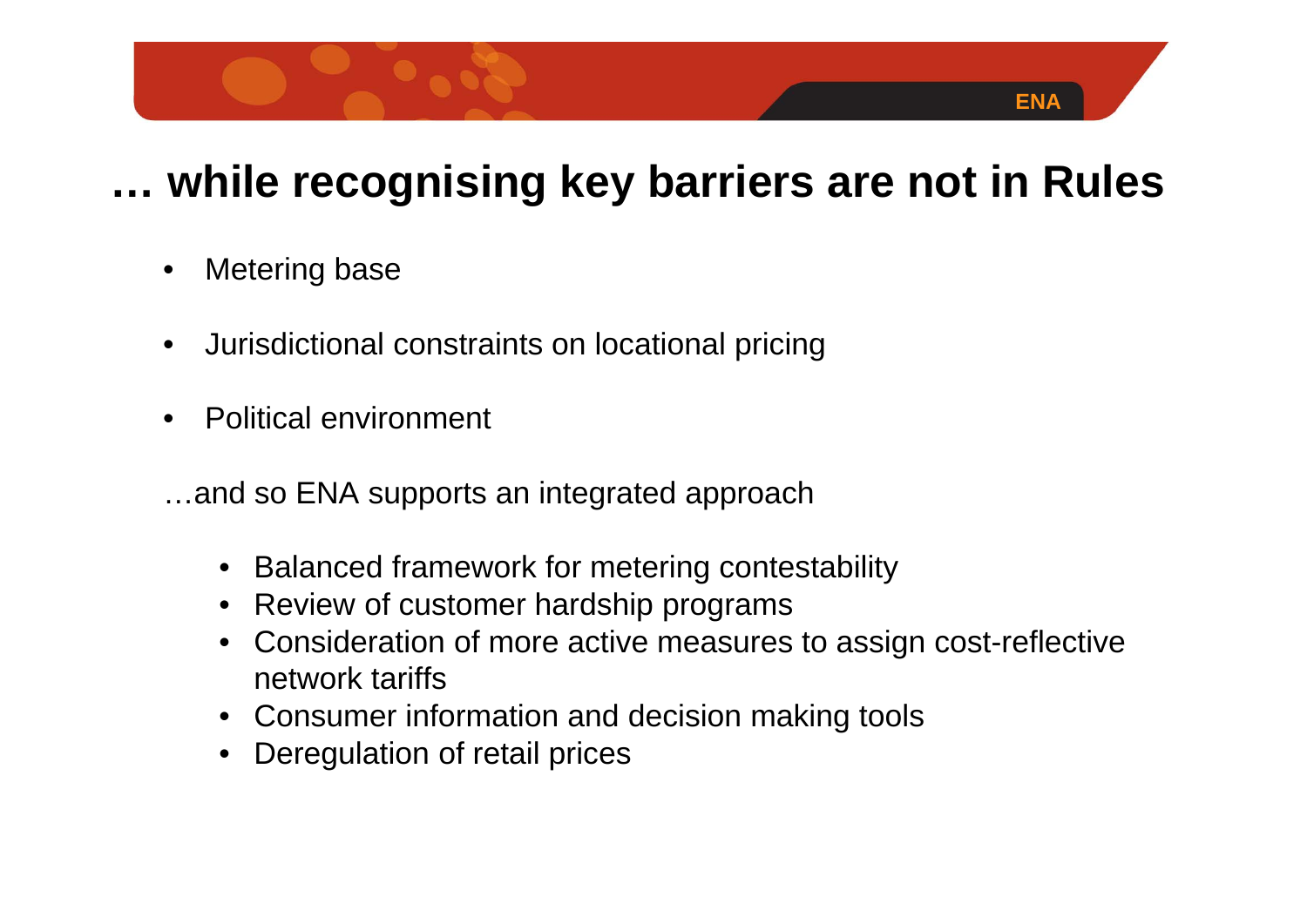# … while recognising key barriers are not in Rules

- Metering base
- Jurisdictional constraints on locational pricing
- Political environment

…and so ENA supports an integrated approach

- Balanced framework for metering contestability
- Review of customer hardship programs
- Consideration of more active measures to assign cost-reflective network tariffs
- Consumer information and decision making tools
- Deregulation of retail prices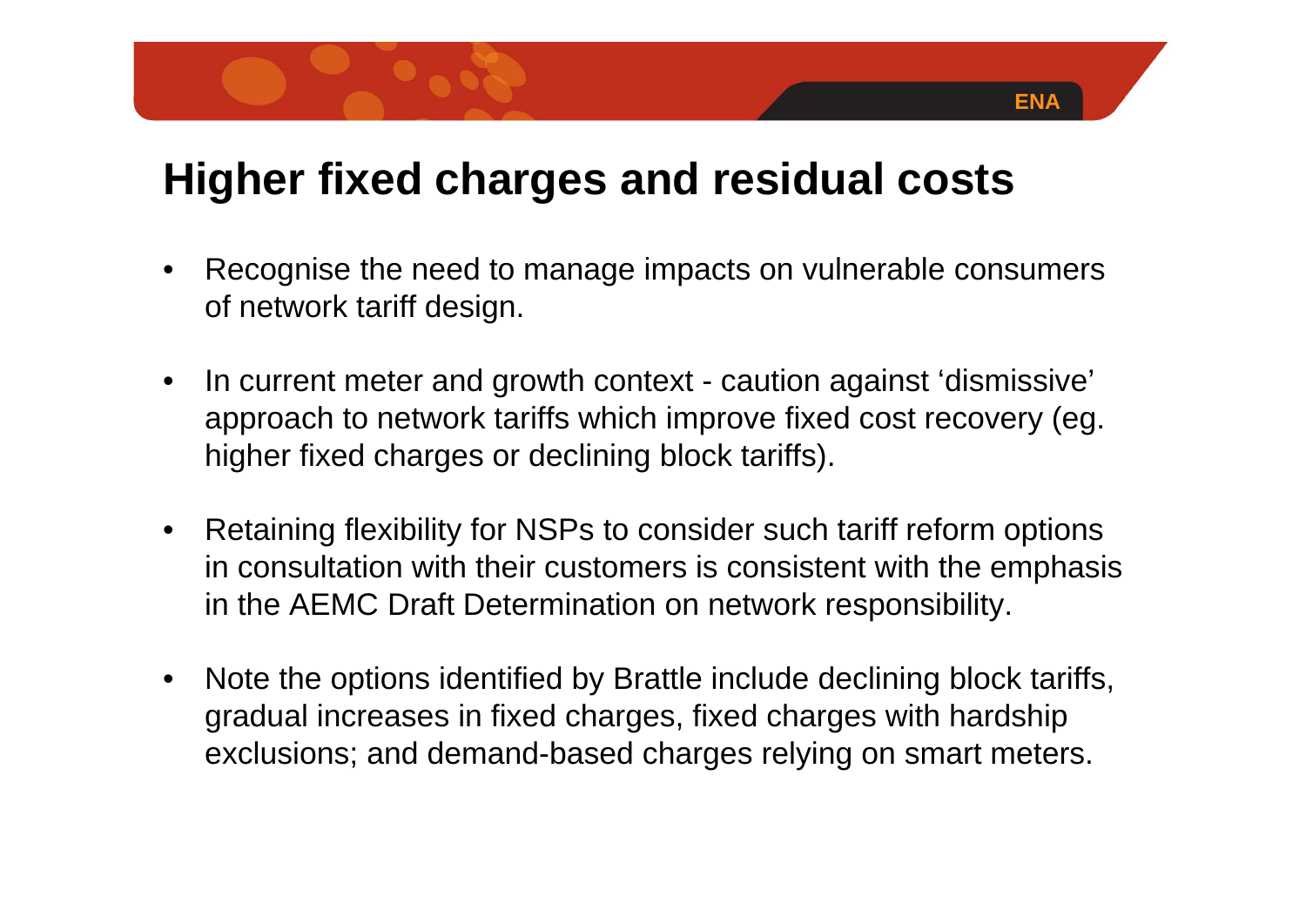# Higher fixed charges and residual costs

- Recognise the need to manage impacts on vulnerable consumers of network tariff design.
- In current meter and growth context - caution against 'dismissive' approach to network tariffs which improve fixed cost recovery (eg. higher fixed charges or declining block tariffs).
- Retaining flexibility for NSPs to consider such tariff reform options in consultation with their customers is consistent with the emphasis in the AEMC Draft Determination on network responsibility.
- Note the options identified by Brattle include declining block tariffs, gradual increases in fixed charges, fixed charges with hardship exclusions; and demand-based charges relying on smart meters.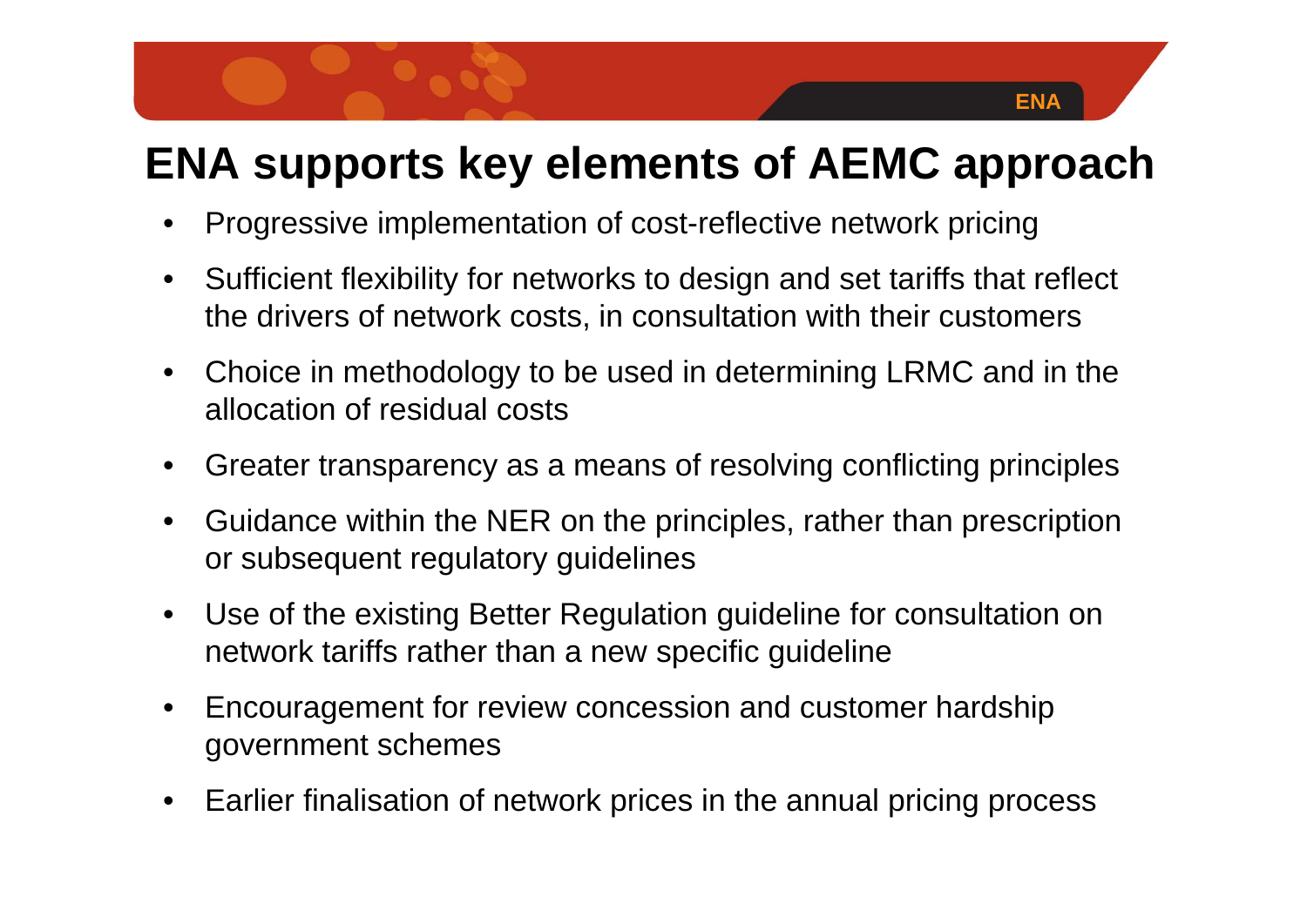# ENA supports key elements of AEMC approach

- Progressive implementation of cost-reflective network pricing
- Sufficient flexibility for networks to design and set tariffs that reflect the drivers of network costs, in consultation with their customers
- Choice in methodology to be used in determining LRMC and in the allocation of residual costs
- Greater transparency as a means of resolving conflicting principles
- Guidance within the NER on the principles, rather than prescription or subsequent regulatory guidelines
- Use of the existing Better Regulation guideline for consultation on network tariffs rather than a new specific guideline
- Encouragement for review concession and customer hardship government schemes
- Earlier finalisation of network prices in the annual pricing process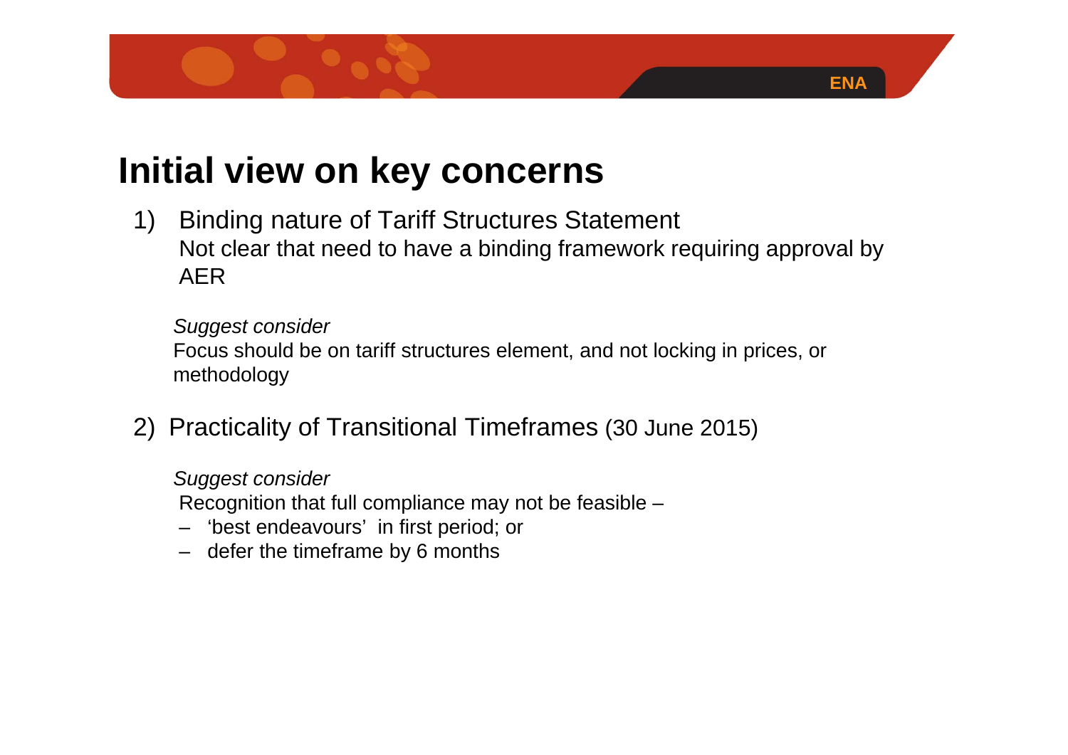# Initial view on key concerns

1) Binding nature of Tariff Structures Statement
   Not clear that need to have a binding framework requiring approval by AER

   *Suggest consider*
   Focus should be on tariff structures element, and not locking in prices, or methodology

2) Practicality of Transitional Timeframes (30 June 2015)

   *Suggest consider*
   Recognition that full compliance may not be feasible –
   - 'best endeavours' in first period; or
   - defer the timeframe by 6 months